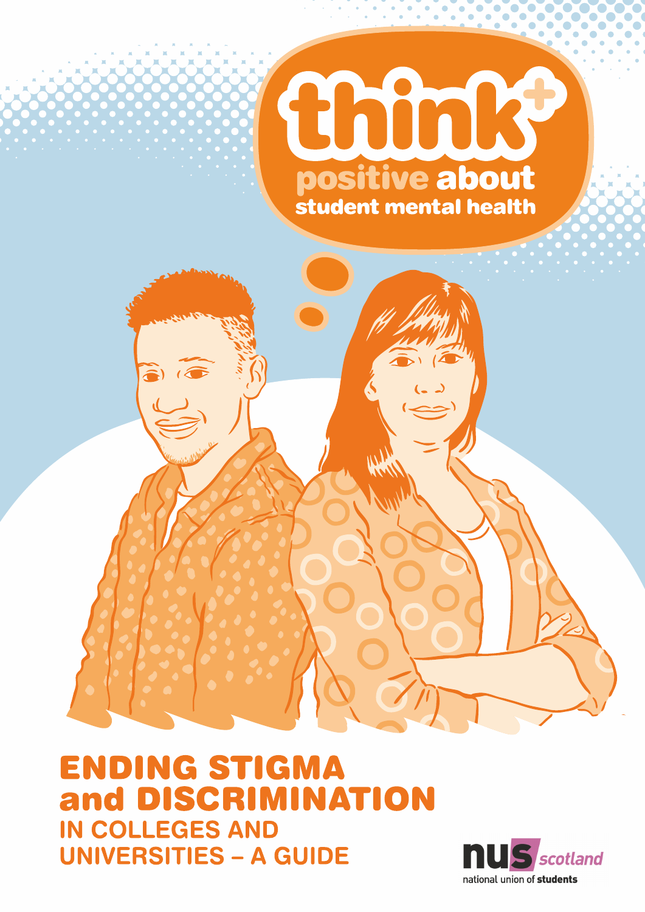# think+ positive about student mental health

# ENDING STIGMA and DISCRIMINATION

## IN COLLEGES AND UNIVERSITIES – A GUIDE

nus scotland
national union of students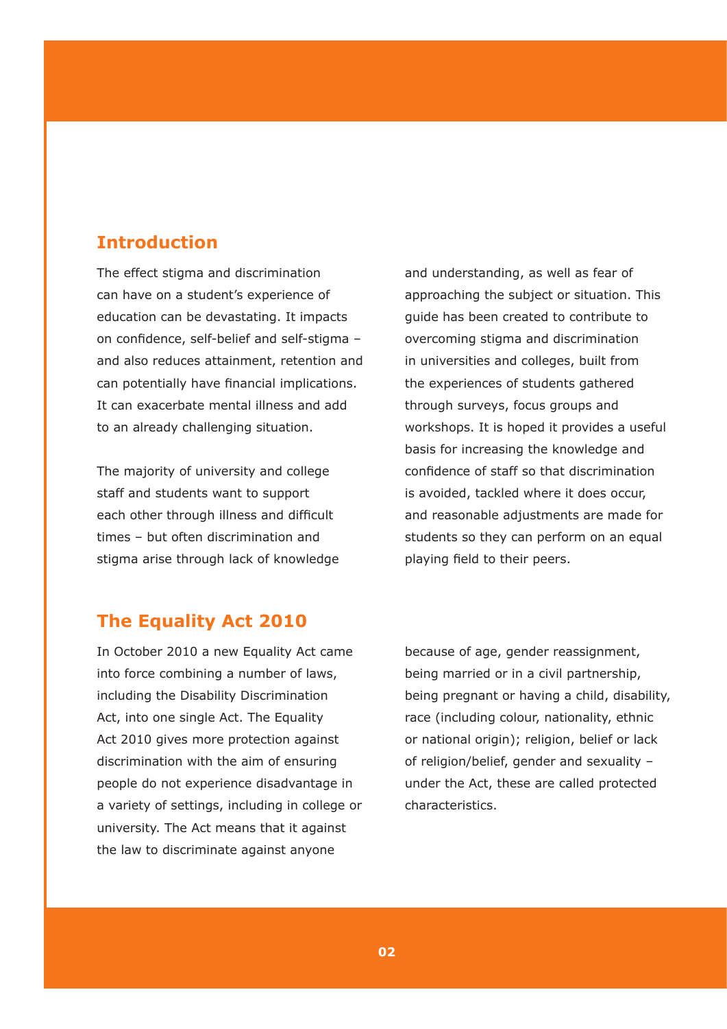## Introduction

The effect stigma and discrimination can have on a student's experience of education can be devastating. It impacts on confidence, self-belief and self-stigma – and also reduces attainment, retention and can potentially have financial implications. It can exacerbate mental illness and add to an already challenging situation.

The majority of university and college staff and students want to support each other through illness and difficult times – but often discrimination and stigma arise through lack of knowledge and understanding, as well as fear of approaching the subject or situation. This guide has been created to contribute to overcoming stigma and discrimination in universities and colleges, built from the experiences of students gathered through surveys, focus groups and workshops. It is hoped it provides a useful basis for increasing the knowledge and confidence of staff so that discrimination is avoided, tackled where it does occur, and reasonable adjustments are made for students so they can perform on an equal playing field to their peers.

## The Equality Act 2010

In October 2010 a new Equality Act came into force combining a number of laws, including the Disability Discrimination Act, into one single Act. The Equality Act 2010 gives more protection against discrimination with the aim of ensuring people do not experience disadvantage in a variety of settings, including in college or university. The Act means that it against the law to discriminate against anyone because of age, gender reassignment, being married or in a civil partnership, being pregnant or having a child, disability, race (including colour, nationality, ethnic or national origin); religion, belief or lack of religion/belief, gender and sexuality – under the Act, these are called protected characteristics.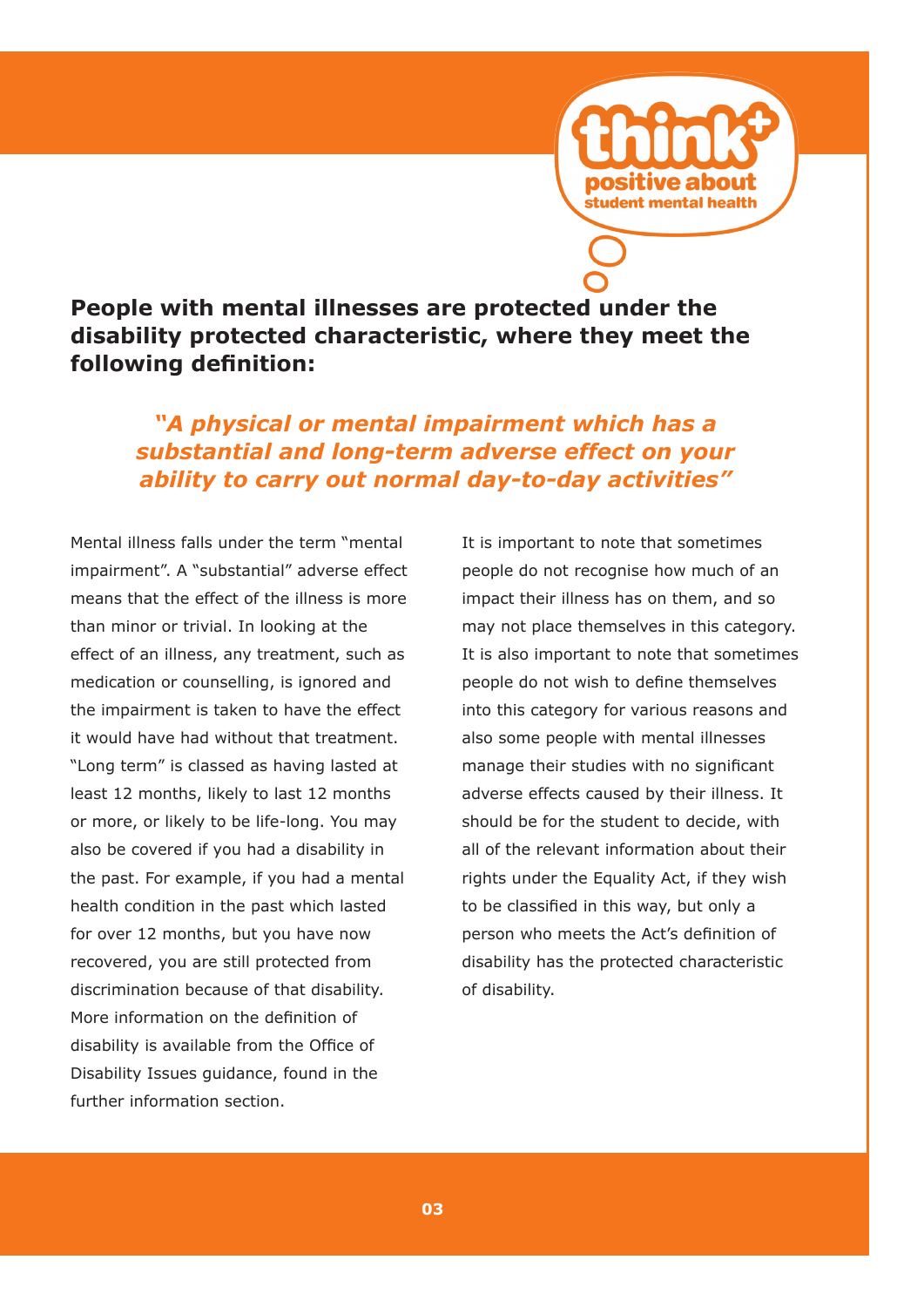**People with mental illnesses are protected under the disability protected characteristic, where they meet the following definition:**

***"A physical or mental impairment which has a substantial and long-term adverse effect on your ability to carry out normal day-to-day activities"***

Mental illness falls under the term "mental impairment". A "substantial" adverse effect means that the effect of the illness is more than minor or trivial. In looking at the effect of an illness, any treatment, such as medication or counselling, is ignored and the impairment is taken to have the effect it would have had without that treatment. "Long term" is classed as having lasted at least 12 months, likely to last 12 months or more, or likely to be life-long. You may also be covered if you had a disability in the past. For example, if you had a mental health condition in the past which lasted for over 12 months, but you have now recovered, you are still protected from discrimination because of that disability. More information on the definition of disability is available from the Office of Disability Issues guidance, found in the further information section.

It is important to note that sometimes people do not recognise how much of an impact their illness has on them, and so may not place themselves in this category. It is also important to note that sometimes people do not wish to define themselves into this category for various reasons and also some people with mental illnesses manage their studies with no significant adverse effects caused by their illness. It should be for the student to decide, with all of the relevant information about their rights under the Equality Act, if they wish to be classified in this way, but only a person who meets the Act's definition of disability has the protected characteristic of disability.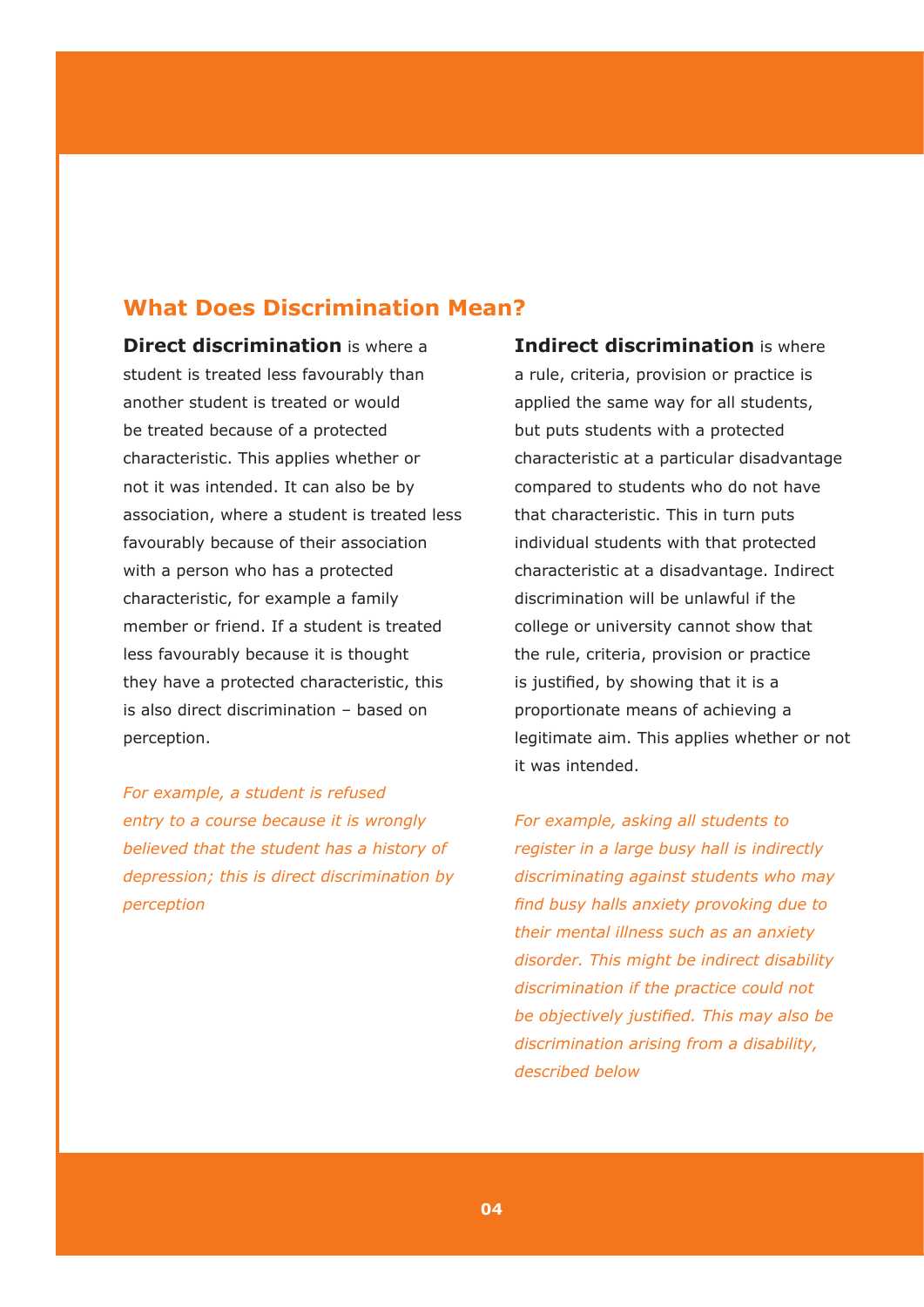## What Does Discrimination Mean?

**Direct discrimination** is where a student is treated less favourably than another student is treated or would be treated because of a protected characteristic. This applies whether or not it was intended. It can also be by association, where a student is treated less favourably because of their association with a person who has a protected characteristic, for example a family member or friend. If a student is treated less favourably because it is thought they have a protected characteristic, this is also direct discrimination – based on perception.

*For example, a student is refused entry to a course because it is wrongly believed that the student has a history of depression; this is direct discrimination by perception*

**Indirect discrimination** is where a rule, criteria, provision or practice is applied the same way for all students, but puts students with a protected characteristic at a particular disadvantage compared to students who do not have that characteristic. This in turn puts individual students with that protected characteristic at a disadvantage. Indirect discrimination will be unlawful if the college or university cannot show that the rule, criteria, provision or practice is justified, by showing that it is a proportionate means of achieving a legitimate aim. This applies whether or not it was intended.

*For example, asking all students to register in a large busy hall is indirectly discriminating against students who may find busy halls anxiety provoking due to their mental illness such as an anxiety disorder. This might be indirect disability discrimination if the practice could not be objectively justified. This may also be discrimination arising from a disability, described below*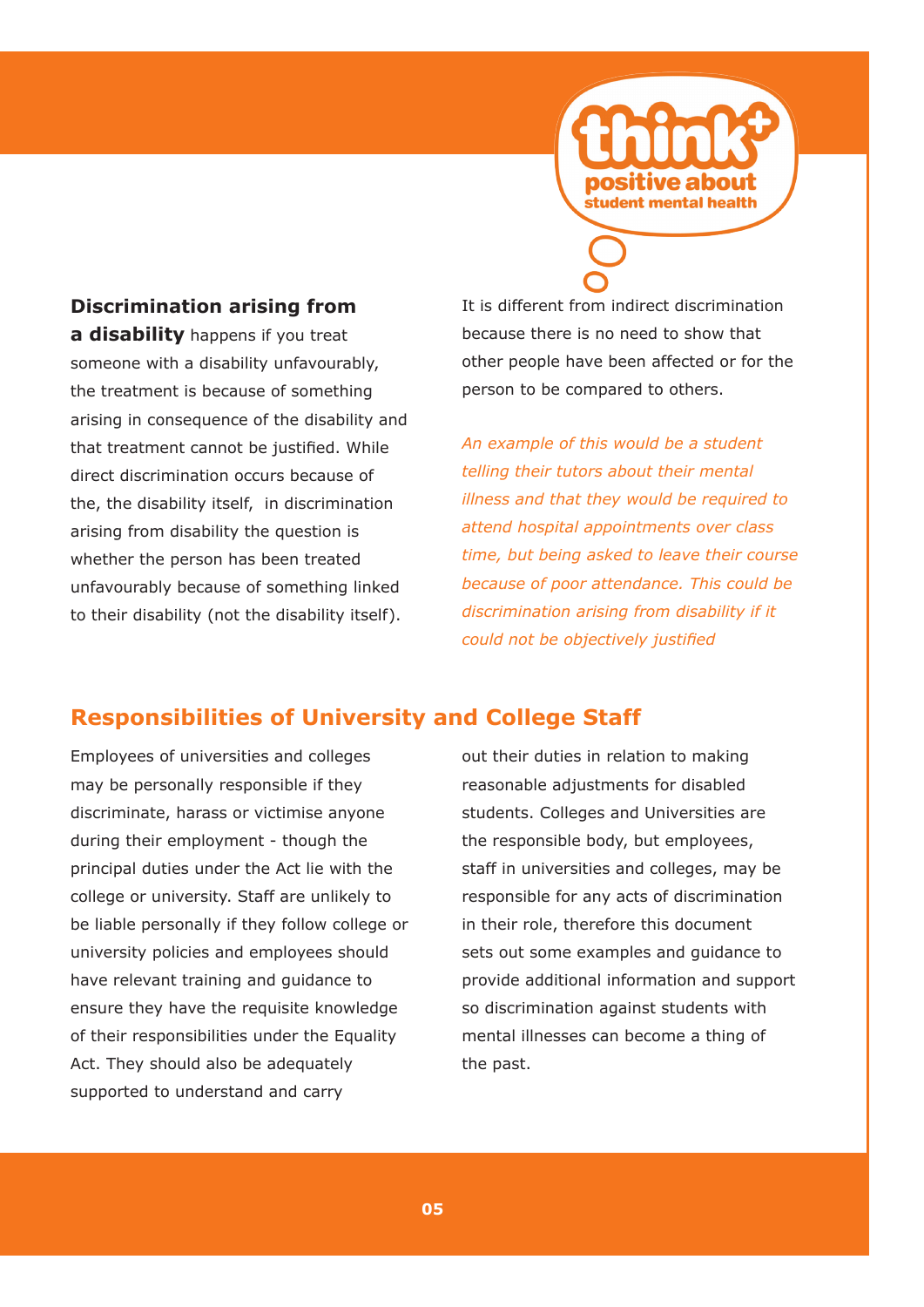**Discrimination arising from a disability** happens if you treat someone with a disability unfavourably, the treatment is because of something arising in consequence of the disability and that treatment cannot be justified. While direct discrimination occurs because of the, the disability itself, in discrimination arising from disability the question is whether the person has been treated unfavourably because of something linked to their disability (not the disability itself).

It is different from indirect discrimination because there is no need to show that other people have been affected or for the person to be compared to others.

*An example of this would be a student telling their tutors about their mental illness and that they would be required to attend hospital appointments over class time, but being asked to leave their course because of poor attendance. This could be discrimination arising from disability if it could not be objectively justified*

## Responsibilities of University and College Staff

Employees of universities and colleges may be personally responsible if they discriminate, harass or victimise anyone during their employment - though the principal duties under the Act lie with the college or university. Staff are unlikely to be liable personally if they follow college or university policies and employees should have relevant training and guidance to ensure they have the requisite knowledge of their responsibilities under the Equality Act. They should also be adequately supported to understand and carry out their duties in relation to making reasonable adjustments for disabled students. Colleges and Universities are the responsible body, but employees, staff in universities and colleges, may be responsible for any acts of discrimination in their role, therefore this document sets out some examples and guidance to provide additional information and support so discrimination against students with mental illnesses can become a thing of the past.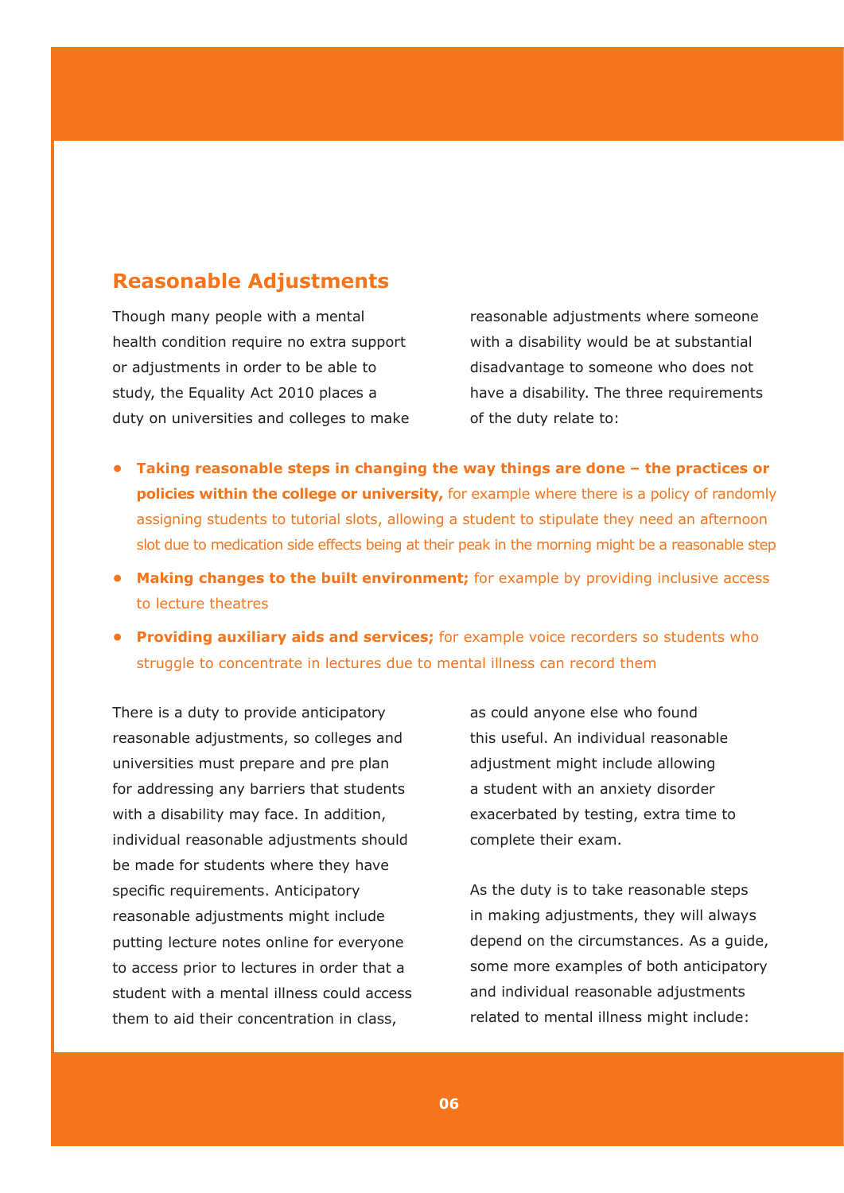## Reasonable Adjustments

Though many people with a mental health condition require no extra support or adjustments in order to be able to study, the Equality Act 2010 places a duty on universities and colleges to make reasonable adjustments where someone with a disability would be at substantial disadvantage to someone who does not have a disability. The three requirements of the duty relate to:

- **Taking reasonable steps in changing the way things are done – the practices or policies within the college or university,** for example where there is a policy of randomly assigning students to tutorial slots, allowing a student to stipulate they need an afternoon slot due to medication side effects being at their peak in the morning might be a reasonable step
- **Making changes to the built environment;** for example by providing inclusive access to lecture theatres
- **Providing auxiliary aids and services;** for example voice recorders so students who struggle to concentrate in lectures due to mental illness can record them

There is a duty to provide anticipatory reasonable adjustments, so colleges and universities must prepare and pre plan for addressing any barriers that students with a disability may face. In addition, individual reasonable adjustments should be made for students where they have specific requirements. Anticipatory reasonable adjustments might include putting lecture notes online for everyone to access prior to lectures in order that a student with a mental illness could access them to aid their concentration in class, as could anyone else who found this useful. An individual reasonable adjustment might include allowing a student with an anxiety disorder exacerbated by testing, extra time to complete their exam.

As the duty is to take reasonable steps in making adjustments, they will always depend on the circumstances. As a guide, some more examples of both anticipatory and individual reasonable adjustments related to mental illness might include: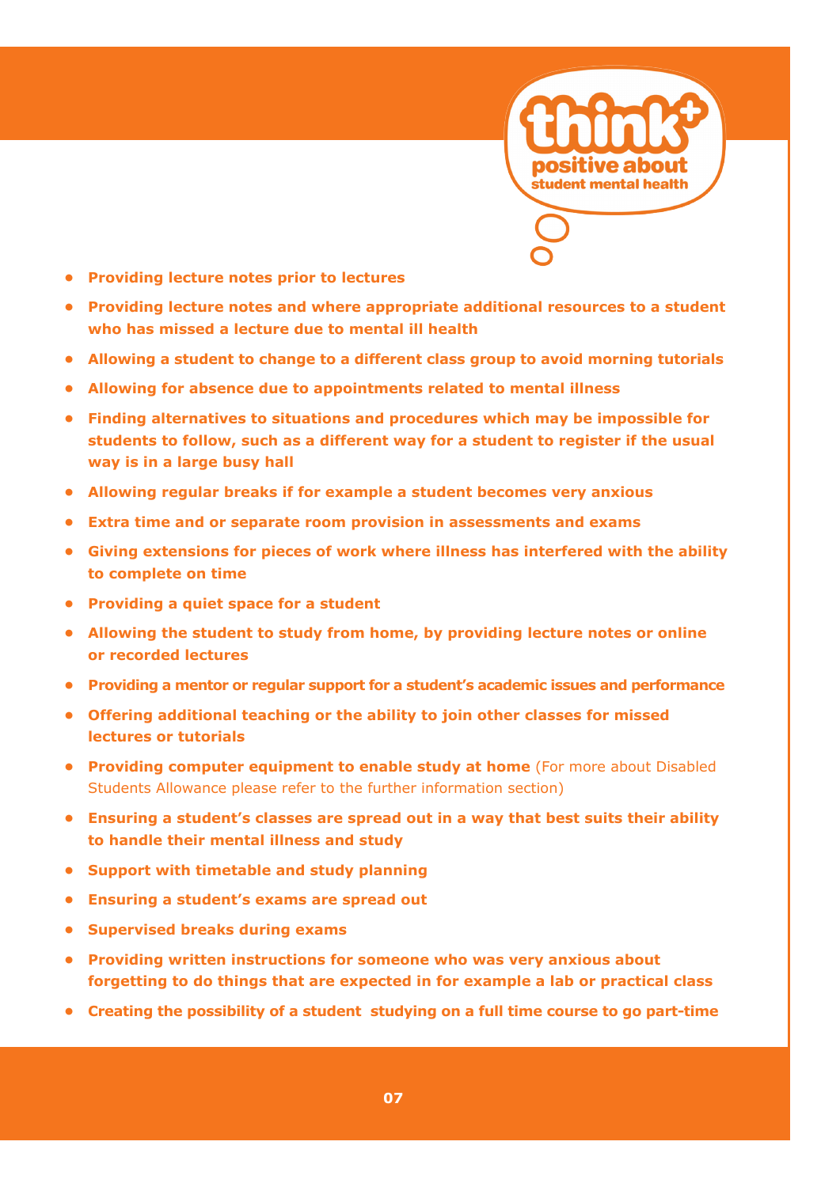- **Providing lecture notes prior to lectures**
- **Providing lecture notes and where appropriate additional resources to a student who has missed a lecture due to mental ill health**
- **Allowing a student to change to a different class group to avoid morning tutorials**
- **Allowing for absence due to appointments related to mental illness**
- **Finding alternatives to situations and procedures which may be impossible for students to follow, such as a different way for a student to register if the usual way is in a large busy hall**
- **Allowing regular breaks if for example a student becomes very anxious**
- **Extra time and or separate room provision in assessments and exams**
- **Giving extensions for pieces of work where illness has interfered with the ability to complete on time**
- **Providing a quiet space for a student**
- **Allowing the student to study from home, by providing lecture notes or online or recorded lectures**
- **Providing a mentor or regular support for a student's academic issues and performance**
- **Offering additional teaching or the ability to join other classes for missed lectures or tutorials**
- **Providing computer equipment to enable study at home** (For more about Disabled Students Allowance please refer to the further information section)
- **Ensuring a student's classes are spread out in a way that best suits their ability to handle their mental illness and study**
- **Support with timetable and study planning**
- **Ensuring a student's exams are spread out**
- **Supervised breaks during exams**
- **Providing written instructions for someone who was very anxious about forgetting to do things that are expected in for example a lab or practical class**
- **Creating the possibility of a student studying on a full time course to go part-time**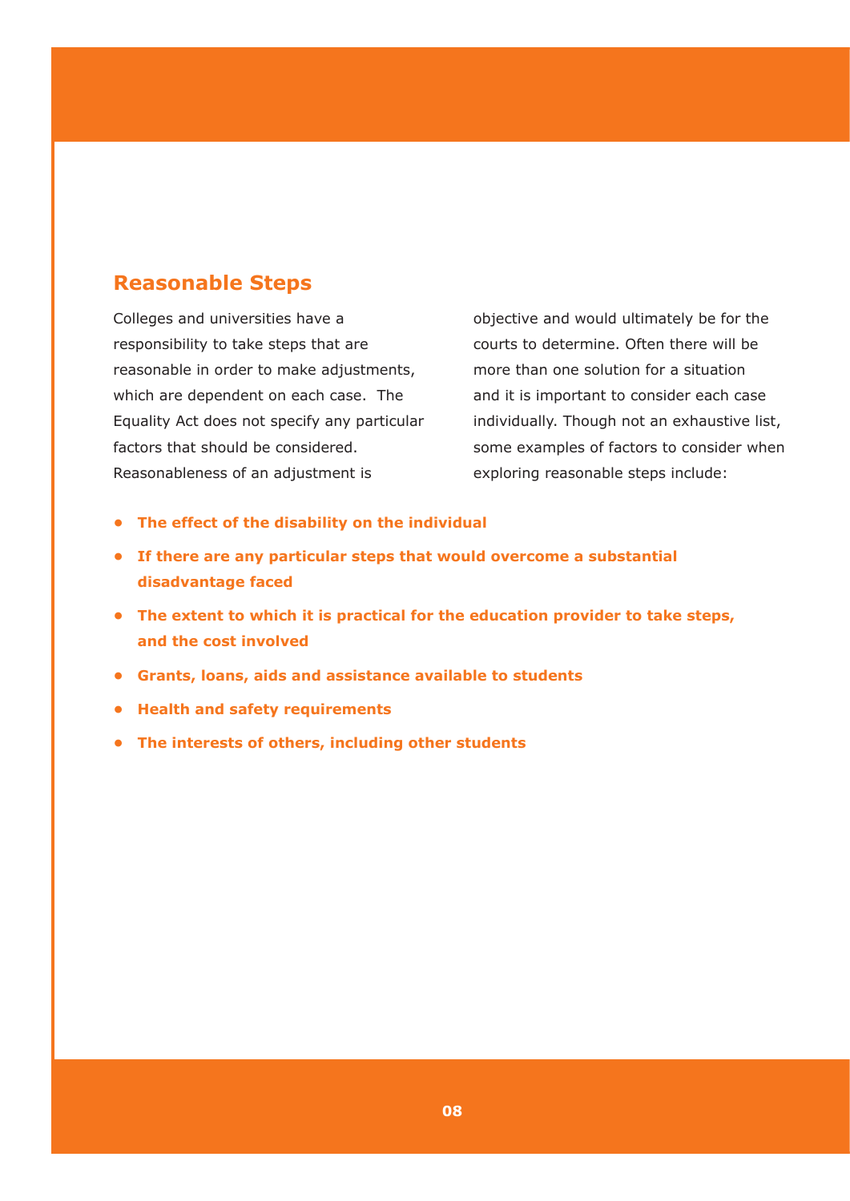## Reasonable Steps

Colleges and universities have a responsibility to take steps that are reasonable in order to make adjustments, which are dependent on each case. The Equality Act does not specify any particular factors that should be considered. Reasonableness of an adjustment is objective and would ultimately be for the courts to determine. Often there will be more than one solution for a situation and it is important to consider each case individually. Though not an exhaustive list, some examples of factors to consider when exploring reasonable steps include:

- **The effect of the disability on the individual**
- **If there are any particular steps that would overcome a substantial disadvantage faced**
- **The extent to which it is practical for the education provider to take steps, and the cost involved**
- **Grants, loans, aids and assistance available to students**
- **Health and safety requirements**
- **The interests of others, including other students**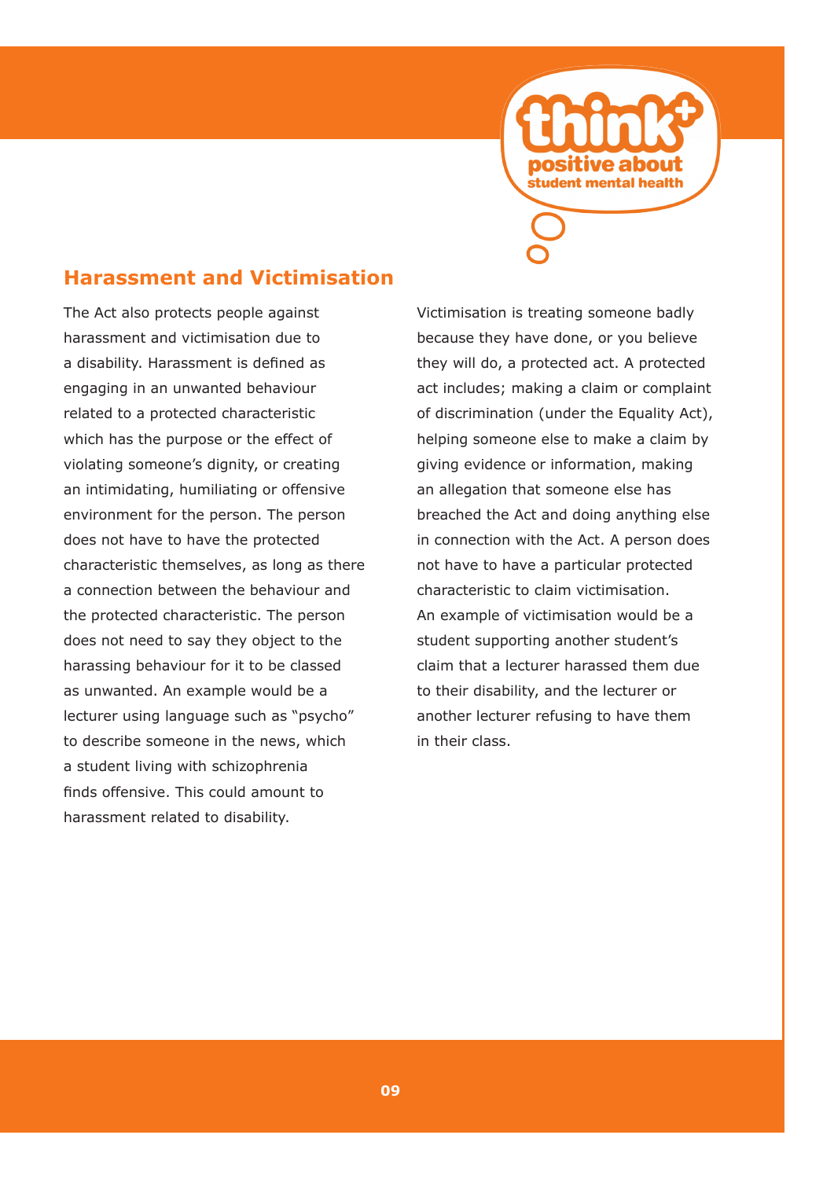## Harassment and Victimisation

The Act also protects people against harassment and victimisation due to a disability. Harassment is defined as engaging in an unwanted behaviour related to a protected characteristic which has the purpose or the effect of violating someone's dignity, or creating an intimidating, humiliating or offensive environment for the person. The person does not have to have the protected characteristic themselves, as long as there a connection between the behaviour and the protected characteristic. The person does not need to say they object to the harassing behaviour for it to be classed as unwanted. An example would be a lecturer using language such as "psycho" to describe someone in the news, which a student living with schizophrenia finds offensive. This could amount to harassment related to disability.

Victimisation is treating someone badly because they have done, or you believe they will do, a protected act. A protected act includes; making a claim or complaint of discrimination (under the Equality Act), helping someone else to make a claim by giving evidence or information, making an allegation that someone else has breached the Act and doing anything else in connection with the Act. A person does not have to have a particular protected characteristic to claim victimisation. An example of victimisation would be a student supporting another student's claim that a lecturer harassed them due to their disability, and the lecturer or another lecturer refusing to have them in their class.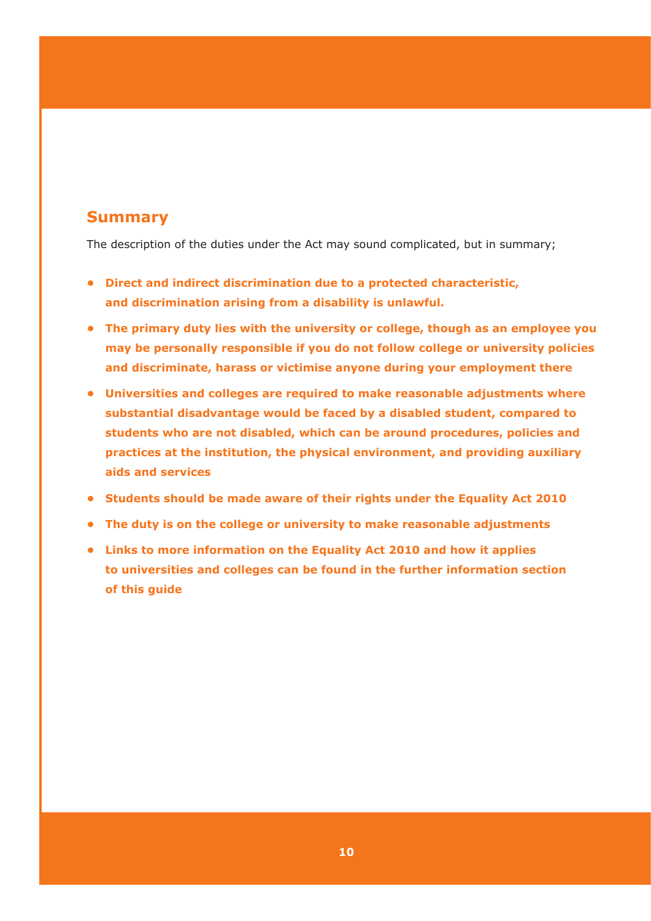## Summary

The description of the duties under the Act may sound complicated, but in summary;

- **Direct and indirect discrimination due to a protected characteristic, and discrimination arising from a disability is unlawful.**
- **The primary duty lies with the university or college, though as an employee you may be personally responsible if you do not follow college or university policies and discriminate, harass or victimise anyone during your employment there**
- **Universities and colleges are required to make reasonable adjustments where substantial disadvantage would be faced by a disabled student, compared to students who are not disabled, which can be around procedures, policies and practices at the institution, the physical environment, and providing auxiliary aids and services**
- **Students should be made aware of their rights under the Equality Act 2010**
- **The duty is on the college or university to make reasonable adjustments**
- **Links to more information on the Equality Act 2010 and how it applies to universities and colleges can be found in the further information section of this guide**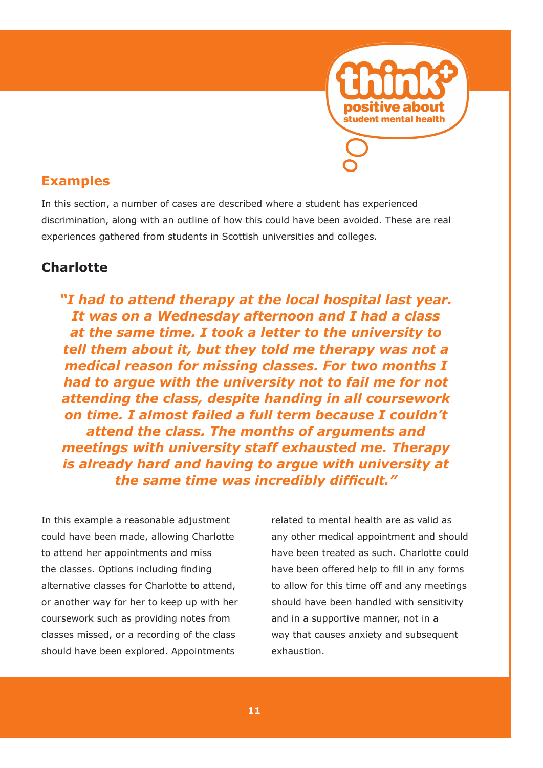## Examples

In this section, a number of cases are described where a student has experienced discrimination, along with an outline of how this could have been avoided. These are real experiences gathered from students in Scottish universities and colleges.

### Charlotte

> ***"I had to attend therapy at the local hospital last year. It was on a Wednesday afternoon and I had a class at the same time. I took a letter to the university to tell them about it, but they told me therapy was not a medical reason for missing classes. For two months I had to argue with the university not to fail me for not attending the class, despite handing in all coursework on time. I almost failed a full term because I couldn't attend the class. The months of arguments and meetings with university staff exhausted me. Therapy is already hard and having to argue with university at the same time was incredibly difficult."***

In this example a reasonable adjustment could have been made, allowing Charlotte to attend her appointments and miss the classes. Options including finding alternative classes for Charlotte to attend, or another way for her to keep up with her coursework such as providing notes from classes missed, or a recording of the class should have been explored. Appointments related to mental health are as valid as any other medical appointment and should have been treated as such. Charlotte could have been offered help to fill in any forms to allow for this time off and any meetings should have been handled with sensitivity and in a supportive manner, not in a way that causes anxiety and subsequent exhaustion.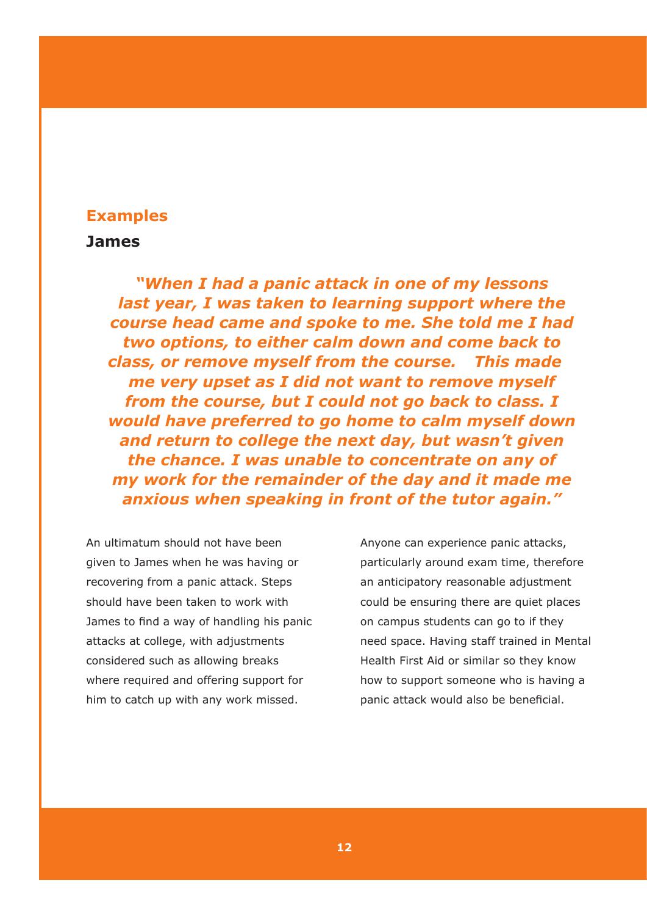## Examples

### James

> ***"When I had a panic attack in one of my lessons last year, I was taken to learning support where the course head came and spoke to me. She told me I had two options, to either calm down and come back to class, or remove myself from the course. This made me very upset as I did not want to remove myself from the course, but I could not go back to class. I would have preferred to go home to calm myself down and return to college the next day, but wasn't given the chance. I was unable to concentrate on any of my work for the remainder of the day and it made me anxious when speaking in front of the tutor again."***

An ultimatum should not have been given to James when he was having or recovering from a panic attack. Steps should have been taken to work with James to find a way of handling his panic attacks at college, with adjustments considered such as allowing breaks where required and offering support for him to catch up with any work missed.

Anyone can experience panic attacks, particularly around exam time, therefore an anticipatory reasonable adjustment could be ensuring there are quiet places on campus students can go to if they need space. Having staff trained in Mental Health First Aid or similar so they know how to support someone who is having a panic attack would also be beneficial.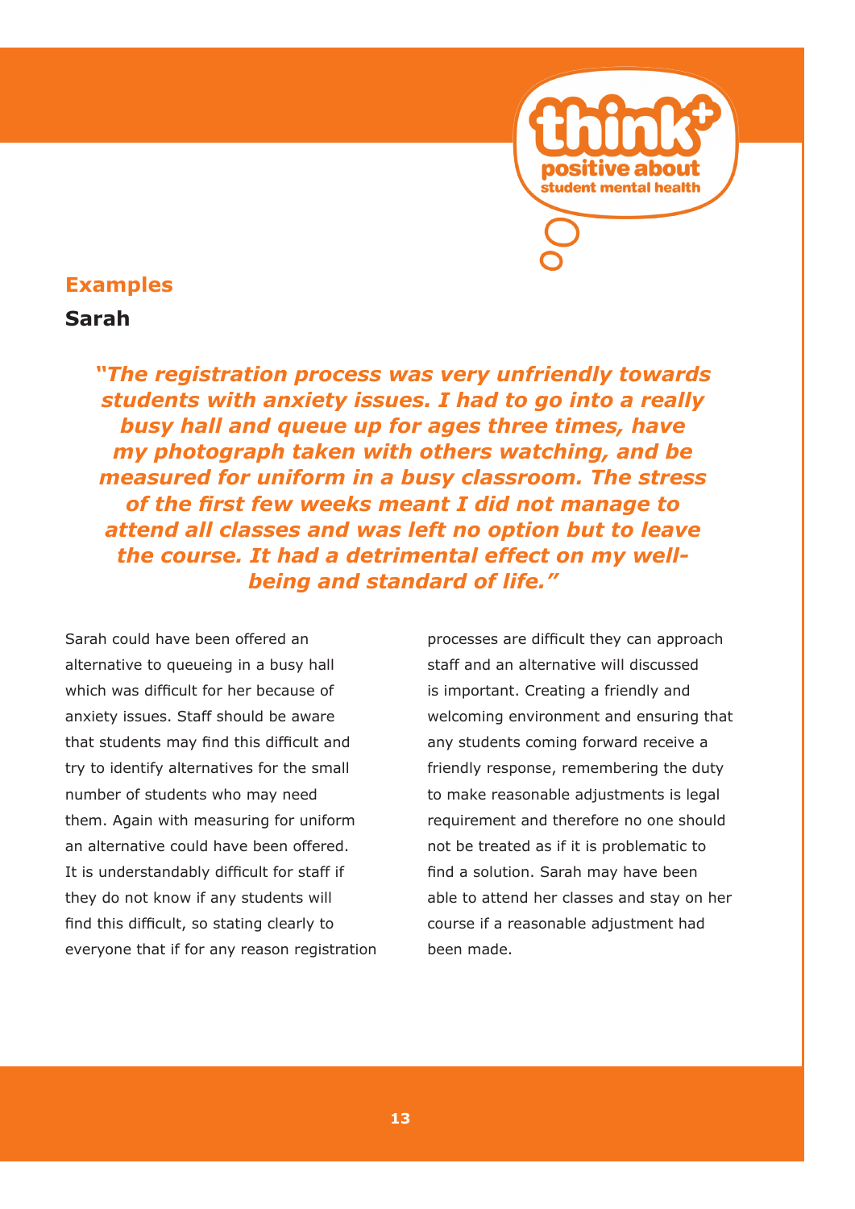## Examples

### Sarah

***"The registration process was very unfriendly towards students with anxiety issues. I had to go into a really busy hall and queue up for ages three times, have my photograph taken with others watching, and be measured for uniform in a busy classroom. The stress of the first few weeks meant I did not manage to attend all classes and was left no option but to leave the course. It had a detrimental effect on my well-being and standard of life."***

Sarah could have been offered an alternative to queueing in a busy hall which was difficult for her because of anxiety issues. Staff should be aware that students may find this difficult and try to identify alternatives for the small number of students who may need them. Again with measuring for uniform an alternative could have been offered. It is understandably difficult for staff if they do not know if any students will find this difficult, so stating clearly to everyone that if for any reason registration processes are difficult they can approach staff and an alternative will discussed is important. Creating a friendly and welcoming environment and ensuring that any students coming forward receive a friendly response, remembering the duty to make reasonable adjustments is legal requirement and therefore no one should not be treated as if it is problematic to find a solution. Sarah may have been able to attend her classes and stay on her course if a reasonable adjustment had been made.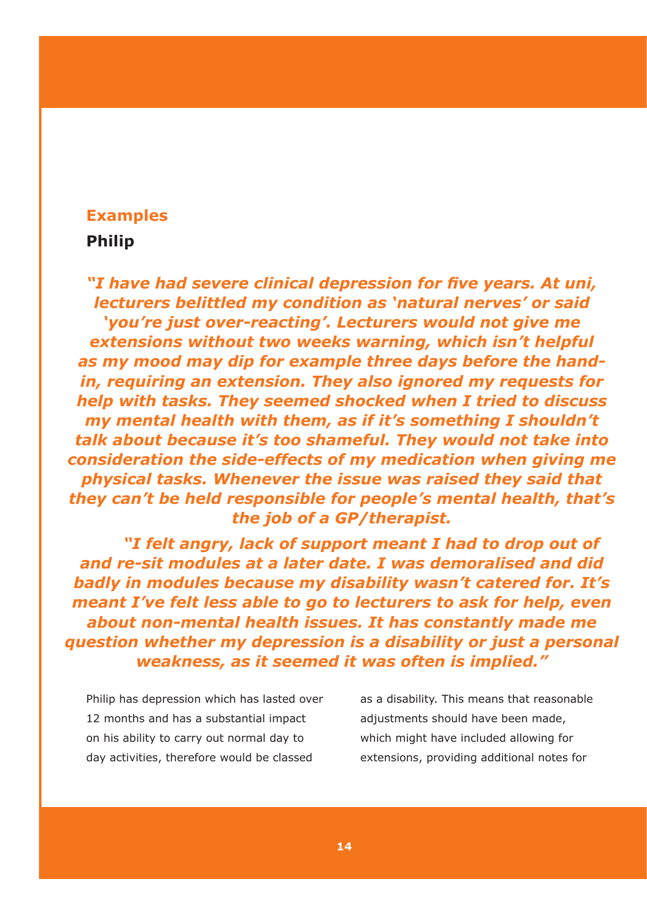## Examples

### Philip

***"I have had severe clinical depression for five years. At uni, lecturers belittled my condition as 'natural nerves' or said 'you're just over-reacting'. Lecturers would not give me extensions without two weeks warning, which isn't helpful as my mood may dip for example three days before the hand-in, requiring an extension. They also ignored my requests for help with tasks. They seemed shocked when I tried to discuss my mental health with them, as if it's something I shouldn't talk about because it's too shameful. They would not take into consideration the side-effects of my medication when giving me physical tasks. Whenever the issue was raised they said that they can't be held responsible for people's mental health, that's the job of a GP/therapist.***

***"I felt angry, lack of support meant I had to drop out of and re-sit modules at a later date. I was demoralised and did badly in modules because my disability wasn't catered for. It's meant I've felt less able to go to lecturers to ask for help, even about non-mental health issues. It has constantly made me question whether my depression is a disability or just a personal weakness, as it seemed it was often is implied."***

Philip has depression which has lasted over 12 months and has a substantial impact on his ability to carry out normal day to day activities, therefore would be classed as a disability. This means that reasonable adjustments should have been made, which might have included allowing for extensions, providing additional notes for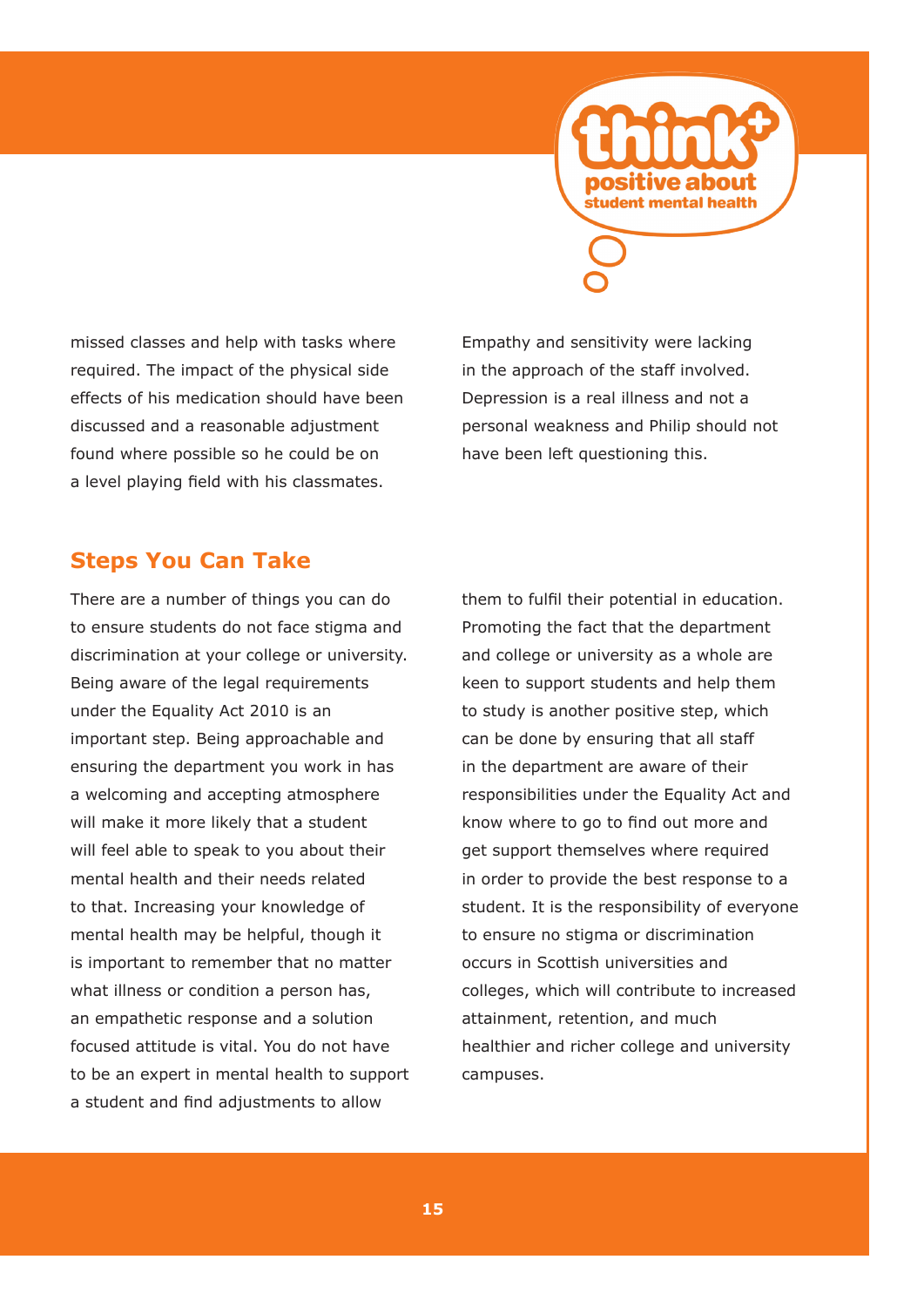missed classes and help with tasks where required. The impact of the physical side effects of his medication should have been discussed and a reasonable adjustment found where possible so he could be on a level playing field with his classmates.

Empathy and sensitivity were lacking in the approach of the staff involved. Depression is a real illness and not a personal weakness and Philip should not have been left questioning this.

## Steps You Can Take

There are a number of things you can do to ensure students do not face stigma and discrimination at your college or university. Being aware of the legal requirements under the Equality Act 2010 is an important step. Being approachable and ensuring the department you work in has a welcoming and accepting atmosphere will make it more likely that a student will feel able to speak to you about their mental health and their needs related to that. Increasing your knowledge of mental health may be helpful, though it is important to remember that no matter what illness or condition a person has, an empathetic response and a solution focused attitude is vital. You do not have to be an expert in mental health to support a student and find adjustments to allow them to fulfil their potential in education. Promoting the fact that the department and college or university as a whole are keen to support students and help them to study is another positive step, which can be done by ensuring that all staff in the department are aware of their responsibilities under the Equality Act and know where to go to find out more and get support themselves where required in order to provide the best response to a student. It is the responsibility of everyone to ensure no stigma or discrimination occurs in Scottish universities and colleges, which will contribute to increased attainment, retention, and much healthier and richer college and university campuses.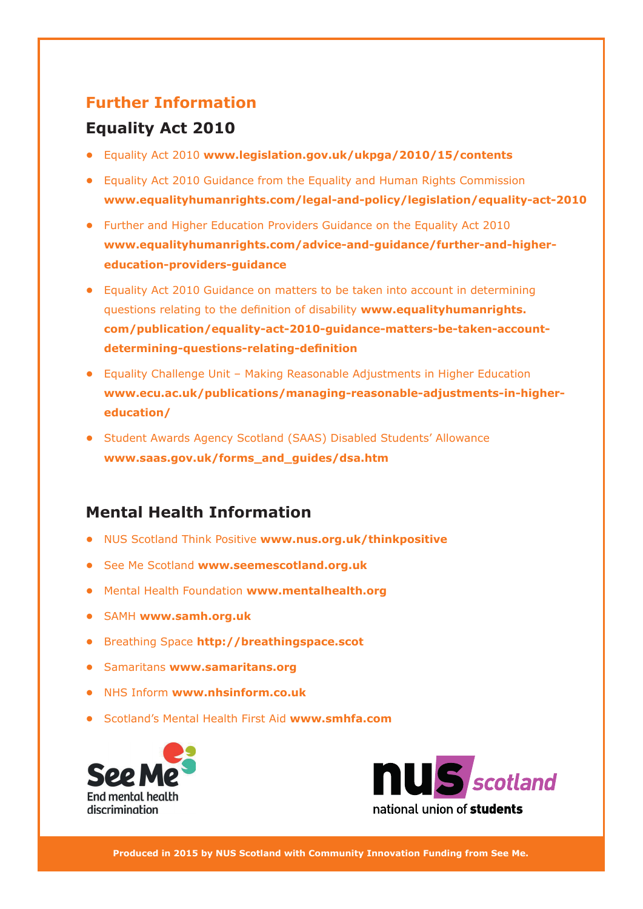## Further Information

### Equality Act 2010

- Equality Act 2010 **www.legislation.gov.uk/ukpga/2010/15/contents**
- Equality Act 2010 Guidance from the Equality and Human Rights Commission **www.equalityhumanrights.com/legal-and-policy/legislation/equality-act-2010**
- Further and Higher Education Providers Guidance on the Equality Act 2010 **www.equalityhumanrights.com/advice-and-guidance/further-and-higher-education-providers-guidance**
- Equality Act 2010 Guidance on matters to be taken into account in determining questions relating to the definition of disability **www.equalityhumanrights.com/publication/equality-act-2010-guidance-matters-be-taken-account-determining-questions-relating-definition**
- Equality Challenge Unit – Making Reasonable Adjustments in Higher Education **www.ecu.ac.uk/publications/managing-reasonable-adjustments-in-higher-education/**
- Student Awards Agency Scotland (SAAS) Disabled Students' Allowance **www.saas.gov.uk/forms_and_guides/dsa.htm**

### Mental Health Information

- NUS Scotland Think Positive **www.nus.org.uk/thinkpositive**
- See Me Scotland **www.seemescotland.org.uk**
- Mental Health Foundation **www.mentalhealth.org**
- SAMH **www.samh.org.uk**
- Breathing Space **http://breathingspace.scot**
- Samaritans **www.samaritans.org**
- NHS Inform **www.nhsinform.co.uk**
- Scotland's Mental Health First Aid **www.smhfa.com**

See Me
End mental health discrimination

nus scotland
national union of **students**

**Produced in 2015 by NUS Scotland with Community Innovation Funding from See Me.**